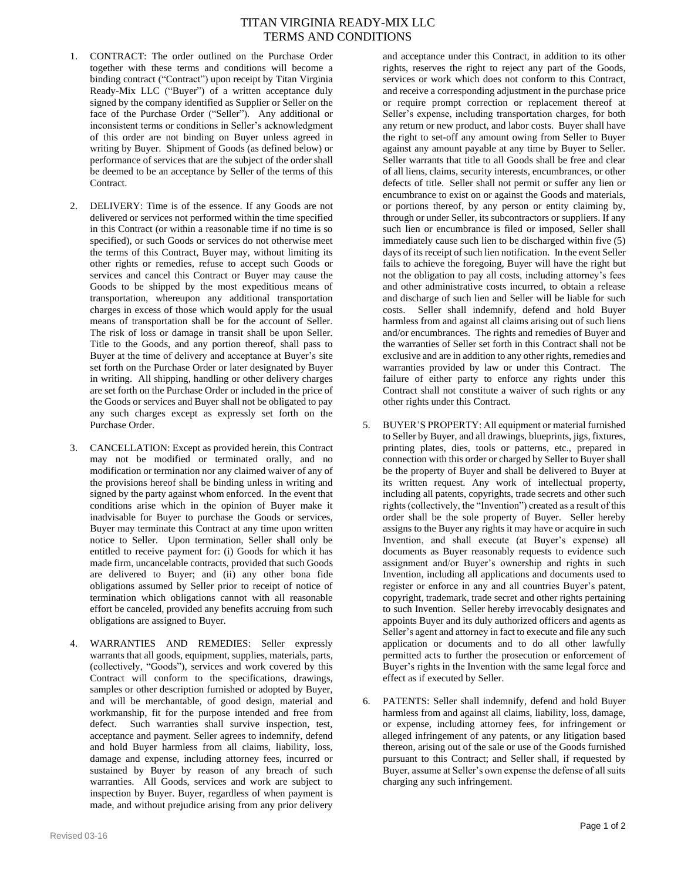# TITAN VIRGINIA READY-MIX LLC
# TERMS AND CONDITIONS

1. CONTRACT: The order outlined on the Purchase Order together with these terms and conditions will become a binding contract ("Contract") upon receipt by Titan Virginia Ready-Mix LLC ("Buyer") of a written acceptance duly signed by the company identified as Supplier or Seller on the face of the Purchase Order ("Seller"). Any additional or inconsistent terms or conditions in Seller's acknowledgment of this order are not binding on Buyer unless agreed in writing by Buyer. Shipment of Goods (as defined below) or performance of services that are the subject of the order shall be deemed to be an acceptance by Seller of the terms of this Contract.

2. DELIVERY: Time is of the essence. If any Goods are not delivered or services not performed within the time specified in this Contract (or within a reasonable time if no time is so specified), or such Goods or services do not otherwise meet the terms of this Contract, Buyer may, without limiting its other rights or remedies, refuse to accept such Goods or services and cancel this Contract or Buyer may cause the Goods to be shipped by the most expeditious means of transportation, whereupon any additional transportation charges in excess of those which would apply for the usual means of transportation shall be for the account of Seller. The risk of loss or damage in transit shall be upon Seller. Title to the Goods, and any portion thereof, shall pass to Buyer at the time of delivery and acceptance at Buyer's site set forth on the Purchase Order or later designated by Buyer in writing. All shipping, handling or other delivery charges are set forth on the Purchase Order or included in the price of the Goods or services and Buyer shall not be obligated to pay any such charges except as expressly set forth on the Purchase Order.

3. CANCELLATION: Except as provided herein, this Contract may not be modified or terminated orally, and no modification or termination nor any claimed waiver of any of the provisions hereof shall be binding unless in writing and signed by the party against whom enforced. In the event that conditions arise which in the opinion of Buyer make it inadvisable for Buyer to purchase the Goods or services, Buyer may terminate this Contract at any time upon written notice to Seller. Upon termination, Seller shall only be entitled to receive payment for: (i) Goods for which it has made firm, uncancelable contracts, provided that such Goods are delivered to Buyer; and (ii) any other bona fide obligations assumed by Seller prior to receipt of notice of termination which obligations cannot with all reasonable effort be canceled, provided any benefits accruing from such obligations are assigned to Buyer.

4. WARRANTIES AND REMEDIES: Seller expressly warrants that all goods, equipment, supplies, materials, parts, (collectively, "Goods"), services and work covered by this Contract will conform to the specifications, drawings, samples or other description furnished or adopted by Buyer, and will be merchantable, of good design, material and workmanship, fit for the purpose intended and free from defect. Such warranties shall survive inspection, test, acceptance and payment. Seller agrees to indemnify, defend and hold Buyer harmless from all claims, liability, loss, damage and expense, including attorney fees, incurred or sustained by Buyer by reason of any breach of such warranties. All Goods, services and work are subject to inspection by Buyer. Buyer, regardless of when payment is made, and without prejudice arising from any prior delivery and acceptance under this Contract, in addition to its other rights, reserves the right to reject any part of the Goods, services or work which does not conform to this Contract, and receive a corresponding adjustment in the purchase price or require prompt correction or replacement thereof at Seller's expense, including transportation charges, for both any return or new product, and labor costs. Buyer shall have the right to set-off any amount owing from Seller to Buyer against any amount payable at any time by Buyer to Seller. Seller warrants that title to all Goods shall be free and clear of all liens, claims, security interests, encumbrances, or other defects of title. Seller shall not permit or suffer any lien or encumbrance to exist on or against the Goods and materials, or portions thereof, by any person or entity claiming by, through or under Seller, its subcontractors or suppliers. If any such lien or encumbrance is filed or imposed, Seller shall immediately cause such lien to be discharged within five (5) days of its receipt of such lien notification. In the event Seller fails to achieve the foregoing, Buyer will have the right but not the obligation to pay all costs, including attorney's fees and other administrative costs incurred, to obtain a release and discharge of such lien and Seller will be liable for such costs. Seller shall indemnify, defend and hold Buyer harmless from and against all claims arising out of such liens and/or encumbrances. The rights and remedies of Buyer and the warranties of Seller set forth in this Contract shall not be exclusive and are in addition to any other rights, remedies and warranties provided by law or under this Contract. The failure of either party to enforce any rights under this Contract shall not constitute a waiver of such rights or any other rights under this Contract.

5. BUYER'S PROPERTY: All equipment or material furnished to Seller by Buyer, and all drawings, blueprints, jigs, fixtures, printing plates, dies, tools or patterns, etc., prepared in connection with this order or charged by Seller to Buyer shall be the property of Buyer and shall be delivered to Buyer at its written request. Any work of intellectual property, including all patents, copyrights, trade secrets and other such rights (collectively, the "Invention") created as a result of this order shall be the sole property of Buyer. Seller hereby assigns to the Buyer any rights it may have or acquire in such Invention, and shall execute (at Buyer's expense) all documents as Buyer reasonably requests to evidence such assignment and/or Buyer's ownership and rights in such Invention, including all applications and documents used to register or enforce in any and all countries Buyer's patent, copyright, trademark, trade secret and other rights pertaining to such Invention. Seller hereby irrevocably designates and appoints Buyer and its duly authorized officers and agents as Seller's agent and attorney in fact to execute and file any such application or documents and to do all other lawfully permitted acts to further the prosecution or enforcement of Buyer's rights in the Invention with the same legal force and effect as if executed by Seller.

6. PATENTS: Seller shall indemnify, defend and hold Buyer harmless from and against all claims, liability, loss, damage, or expense, including attorney fees, for infringement or alleged infringement of any patents, or any litigation based thereon, arising out of the sale or use of the Goods furnished pursuant to this Contract; and Seller shall, if requested by Buyer, assume at Seller's own expense the defense of all suits charging any such infringement.

Revised 03-16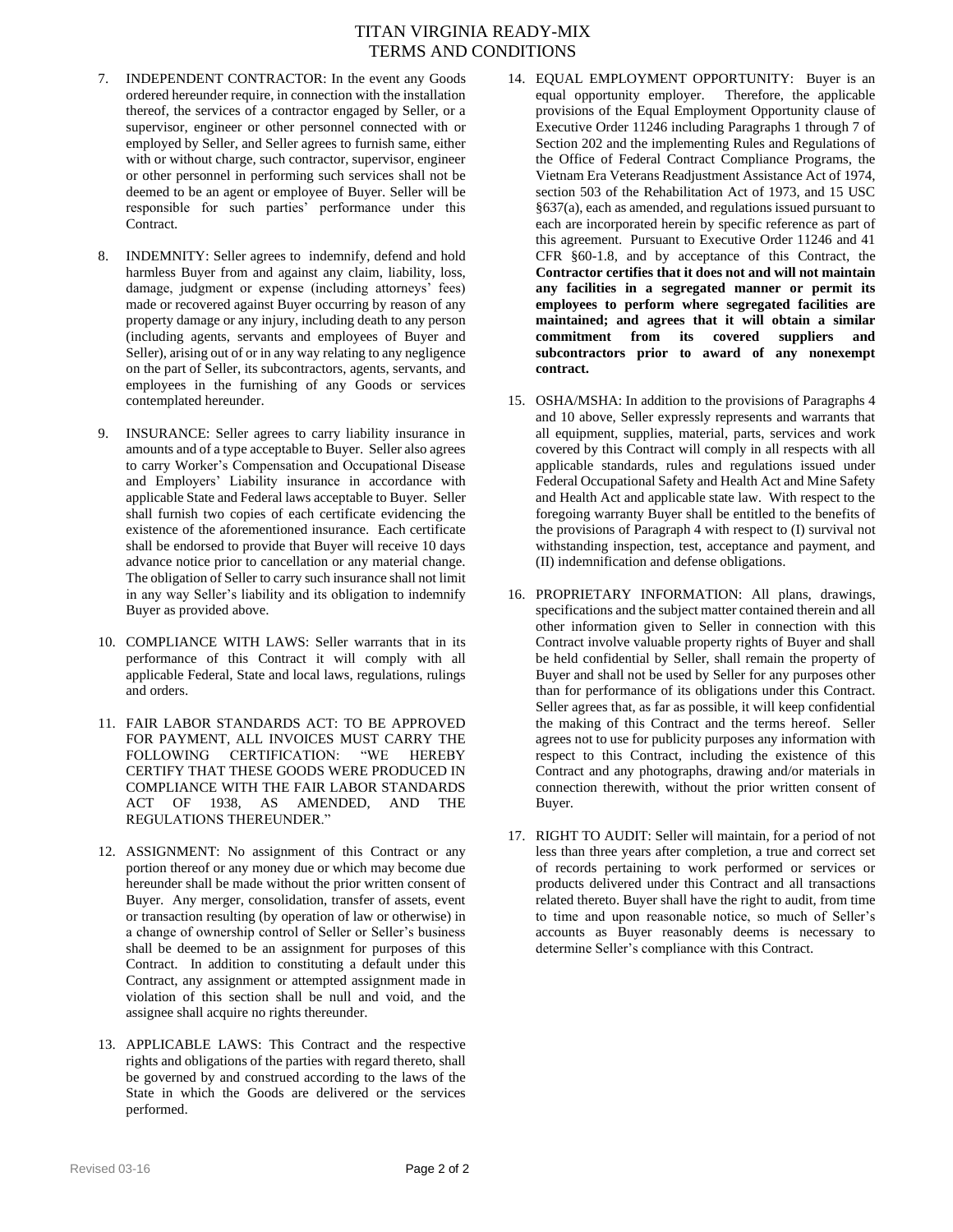# TITAN VIRGINIA READY-MIX
# TERMS AND CONDITIONS

7. INDEPENDENT CONTRACTOR: In the event any Goods ordered hereunder require, in connection with the installation thereof, the services of a contractor engaged by Seller, or a supervisor, engineer or other personnel connected with or employed by Seller, and Seller agrees to furnish same, either with or without charge, such contractor, supervisor, engineer or other personnel in performing such services shall not be deemed to be an agent or employee of Buyer. Seller will be responsible for such parties' performance under this Contract.

8. INDEMNITY: Seller agrees to indemnify, defend and hold harmless Buyer from and against any claim, liability, loss, damage, judgment or expense (including attorneys' fees) made or recovered against Buyer occurring by reason of any property damage or any injury, including death to any person (including agents, servants and employees of Buyer and Seller), arising out of or in any way relating to any negligence on the part of Seller, its subcontractors, agents, servants, and employees in the furnishing of any Goods or services contemplated hereunder.

9. INSURANCE: Seller agrees to carry liability insurance in amounts and of a type acceptable to Buyer. Seller also agrees to carry Worker's Compensation and Occupational Disease and Employers' Liability insurance in accordance with applicable State and Federal laws acceptable to Buyer. Seller shall furnish two copies of each certificate evidencing the existence of the aforementioned insurance. Each certificate shall be endorsed to provide that Buyer will receive 10 days advance notice prior to cancellation or any material change. The obligation of Seller to carry such insurance shall not limit in any way Seller's liability and its obligation to indemnify Buyer as provided above.

10. COMPLIANCE WITH LAWS: Seller warrants that in its performance of this Contract it will comply with all applicable Federal, State and local laws, regulations, rulings and orders.

11. FAIR LABOR STANDARDS ACT: TO BE APPROVED FOR PAYMENT, ALL INVOICES MUST CARRY THE FOLLOWING CERTIFICATION: "WE HEREBY CERTIFY THAT THESE GOODS WERE PRODUCED IN COMPLIANCE WITH THE FAIR LABOR STANDARDS ACT OF 1938, AS AMENDED, AND THE REGULATIONS THEREUNDER."

12. ASSIGNMENT: No assignment of this Contract or any portion thereof or any money due or which may become due hereunder shall be made without the prior written consent of Buyer. Any merger, consolidation, transfer of assets, event or transaction resulting (by operation of law or otherwise) in a change of ownership control of Seller or Seller's business shall be deemed to be an assignment for purposes of this Contract. In addition to constituting a default under this Contract, any assignment or attempted assignment made in violation of this section shall be null and void, and the assignee shall acquire no rights thereunder.

13. APPLICABLE LAWS: This Contract and the respective rights and obligations of the parties with regard thereto, shall be governed by and construed according to the laws of the State in which the Goods are delivered or the services performed.

14. EQUAL EMPLOYMENT OPPORTUNITY: Buyer is an equal opportunity employer. Therefore, the applicable provisions of the Equal Employment Opportunity clause of Executive Order 11246 including Paragraphs 1 through 7 of Section 202 and the implementing Rules and Regulations of the Office of Federal Contract Compliance Programs, the Vietnam Era Veterans Readjustment Assistance Act of 1974, section 503 of the Rehabilitation Act of 1973, and 15 USC §637(a), each as amended, and regulations issued pursuant to each are incorporated herein by specific reference as part of this agreement. Pursuant to Executive Order 11246 and 41 CFR §60-1.8, and by acceptance of this Contract, the **Contractor certifies that it does not and will not maintain any facilities in a segregated manner or permit its employees to perform where segregated facilities are maintained; and agrees that it will obtain a similar commitment from its covered suppliers and subcontractors prior to award of any nonexempt contract.**

15. OSHA/MSHA: In addition to the provisions of Paragraphs 4 and 10 above, Seller expressly represents and warrants that all equipment, supplies, material, parts, services and work covered by this Contract will comply in all respects with all applicable standards, rules and regulations issued under Federal Occupational Safety and Health Act and Mine Safety and Health Act and applicable state law. With respect to the foregoing warranty Buyer shall be entitled to the benefits of the provisions of Paragraph 4 with respect to (I) survival not withstanding inspection, test, acceptance and payment, and (II) indemnification and defense obligations.

16. PROPRIETARY INFORMATION: All plans, drawings, specifications and the subject matter contained therein and all other information given to Seller in connection with this Contract involve valuable property rights of Buyer and shall be held confidential by Seller, shall remain the property of Buyer and shall not be used by Seller for any purposes other than for performance of its obligations under this Contract. Seller agrees that, as far as possible, it will keep confidential the making of this Contract and the terms hereof. Seller agrees not to use for publicity purposes any information with respect to this Contract, including the existence of this Contract and any photographs, drawing and/or materials in connection therewith, without the prior written consent of Buyer.

17. RIGHT TO AUDIT: Seller will maintain, for a period of not less than three years after completion, a true and correct set of records pertaining to work performed or services or products delivered under this Contract and all transactions related thereto. Buyer shall have the right to audit, from time to time and upon reasonable notice, so much of Seller's accounts as Buyer reasonably deems is necessary to determine Seller's compliance with this Contract.

Revised 03-16